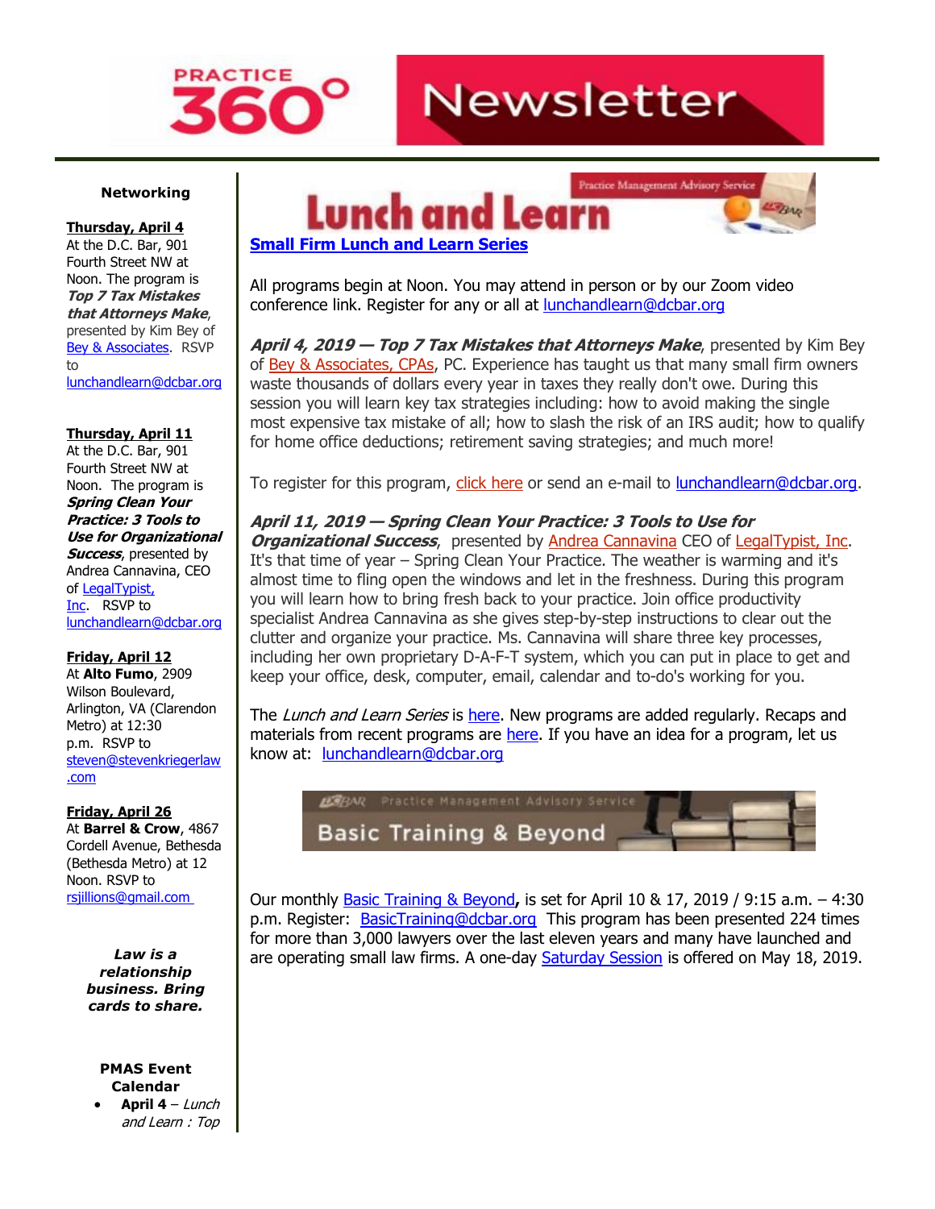# PRACTICE 360° Newsletter

## Networking

**Thursday, April 4**
At the D.C. Bar, 901 Fourth Street NW at Noon. The program is ***Top 7 Tax Mistakes that Attorneys Make***, presented by Kim Bey of Bey & Associates. RSVP to lunchandlearn@dcbar.org

**Thursday, April 11**
At the D.C. Bar, 901 Fourth Street NW at Noon. The program is ***Spring Clean Your Practice: 3 Tools to Use for Organizational Success***, presented by Andrea Cannavina, CEO of LegalTypist, Inc. RSVP to lunchandlearn@dcbar.org

**Friday, April 12**
At **Alto Fumo**, 2909 Wilson Boulevard, Arlington, VA (Clarendon Metro) at 12:30 p.m. RSVP to steven@stevenkriegerlaw.com

**Friday, April 26**
At **Barrel & Crow**, 4867 Cordell Avenue, Bethesda (Bethesda Metro) at 12 Noon. RSVP to rsjillions@gmail.com

***Law is a relationship business. Bring cards to share.***

**PMAS Event Calendar**

- **April 4** – *Lunch and Learn : Top*

## Lunch and Learn

**Small Firm Lunch and Learn Series**

All programs begin at Noon. You may attend in person or by our Zoom video conference link. Register for any or all at lunchandlearn@dcbar.org

***April 4, 2019 — Top 7 Tax Mistakes that Attorneys Make***, presented by Kim Bey of Bey & Associates, CPAs, PC. Experience has taught us that many small firm owners waste thousands of dollars every year in taxes they really don't owe. During this session you will learn key tax strategies including: how to avoid making the single most expensive tax mistake of all; how to slash the risk of an IRS audit; how to qualify for home office deductions; retirement saving strategies; and much more!

To register for this program, click here or send an e-mail to lunchandlearn@dcbar.org.

***April 11, 2019 — Spring Clean Your Practice: 3 Tools to Use for Organizational Success***, presented by Andrea Cannavina CEO of LegalTypist, Inc. It's that time of year – Spring Clean Your Practice. The weather is warming and it's almost time to fling open the windows and let in the freshness. During this program you will learn how to bring fresh back to your practice. Join office productivity specialist Andrea Cannavina as she gives step-by-step instructions to clear out the clutter and organize your practice. Ms. Cannavina will share three key processes, including her own proprietary D-A-F-T system, which you can put in place to get and keep your office, desk, computer, email, calendar and to-do's working for you.

The *Lunch and Learn Series* is here. New programs are added regularly. Recaps and materials from recent programs are here. If you have an idea for a program, let us know at: lunchandlearn@dcbar.org

## Basic Training & Beyond

Our monthly Basic Training & Beyond**,** is set for April 10 & 17, 2019 / 9:15 a.m. – 4:30 p.m. Register: BasicTraining@dcbar.org This program has been presented 224 times for more than 3,000 lawyers over the last eleven years and many have launched and are operating small law firms. A one-day Saturday Session is offered on May 18, 2019.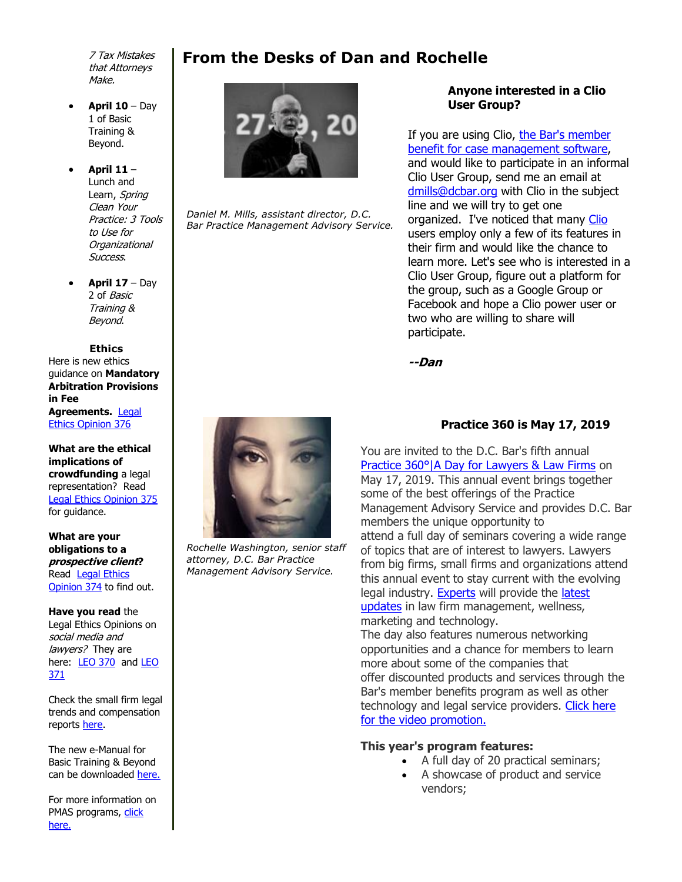*7 Tax Mistakes that Attorneys Make.*

- **April 10** – Day 1 of Basic Training & Beyond.
- **April 11** – Lunch and Learn, *Spring Clean Your Practice: 3 Tools to Use for Organizational Success*.
- **April 17** – Day 2 of *Basic Training & Beyond.*

**Ethics**

Here is new ethics guidance on **Mandatory Arbitration Provisions in Fee Agreements.** Legal Ethics Opinion 376

**What are the ethical implications of crowdfunding** a legal representation? Read Legal Ethics Opinion 375 for guidance.

**What are your obligations to a *prospective client*?** Read Legal Ethics Opinion 374 to find out.

**Have you read** the Legal Ethics Opinions on *social media and lawyers?* They are here: LEO 370 and LEO 371

Check the small firm legal trends and compensation reports here.

The new e-Manual for Basic Training & Beyond can be downloaded here.

For more information on PMAS programs, click here.

# From the Desks of Dan and Rochelle

*Daniel M. Mills, assistant director, D.C. Bar Practice Management Advisory Service.*

### Anyone interested in a Clio User Group?

If you are using Clio, the Bar's member benefit for case management software, and would like to participate in an informal Clio User Group, send me an email at dmills@dcbar.org with Clio in the subject line and we will try to get one organized. I've noticed that many Clio users employ only a few of its features in their firm and would like the chance to learn more. Let's see who is interested in a Clio User Group, figure out a platform for the group, such as a Google Group or Facebook and hope a Clio power user or two who are willing to share will participate.

***--Dan***

*Rochelle Washington, senior staff attorney, D.C. Bar Practice Management Advisory Service.*

### Practice 360 is May 17, 2019

You are invited to the D.C. Bar's fifth annual Practice 360°|A Day for Lawyers & Law Firms on May 17, 2019. This annual event brings together some of the best offerings of the Practice Management Advisory Service and provides D.C. Bar members the unique opportunity to attend a full day of seminars covering a wide range of topics that are of interest to lawyers. Lawyers from big firms, small firms and organizations attend this annual event to stay current with the evolving legal industry. Experts will provide the latest updates in law firm management, wellness, marketing and technology.

The day also features numerous networking opportunities and a chance for members to learn more about some of the companies that offer discounted products and services through the Bar's member benefits program as well as other technology and legal service providers. Click here for the video promotion.

**This year's program features:**

- A full day of 20 practical seminars;
- A showcase of product and service vendors;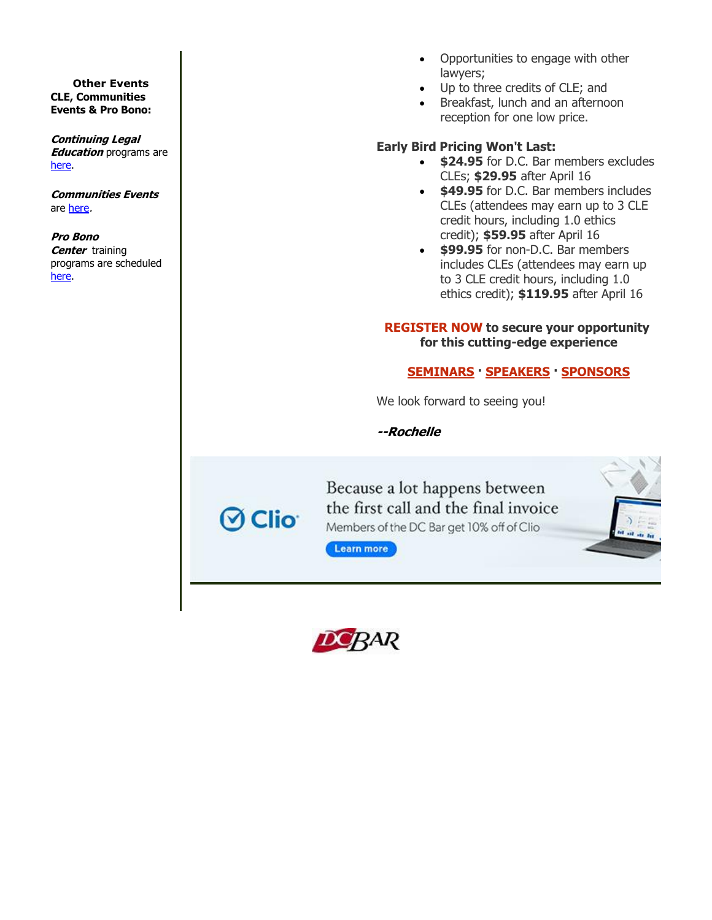**Other Events**
**CLE, Communities Events & Pro Bono:**

***Continuing Legal Education*** programs are here.

***Communities Events*** are here.

***Pro Bono Center*** training programs are scheduled here.

- Opportunities to engage with other lawyers;
- Up to three credits of CLE; and
- Breakfast, lunch and an afternoon reception for one low price.

**Early Bird Pricing Won't Last:**

- **$24.95** for D.C. Bar members excludes CLEs; **$29.95** after April 16
- **$49.95** for D.C. Bar members includes CLEs (attendees may earn up to 3 CLE credit hours, including 1.0 ethics credit); **$59.95** after April 16
- **$99.95** for non-D.C. Bar members includes CLEs (attendees may earn up to 3 CLE credit hours, including 1.0 ethics credit); **$119.95** after April 16

**REGISTER NOW to secure your opportunity for this cutting-edge experience**

**SEMINARS · SPEAKERS · SPONSORS**

We look forward to seeing you!

***--Rochelle***

Clio

Because a lot happens between the first call and the final invoice

Members of the DC Bar get 10% off of Clio

Learn more

DC BAR